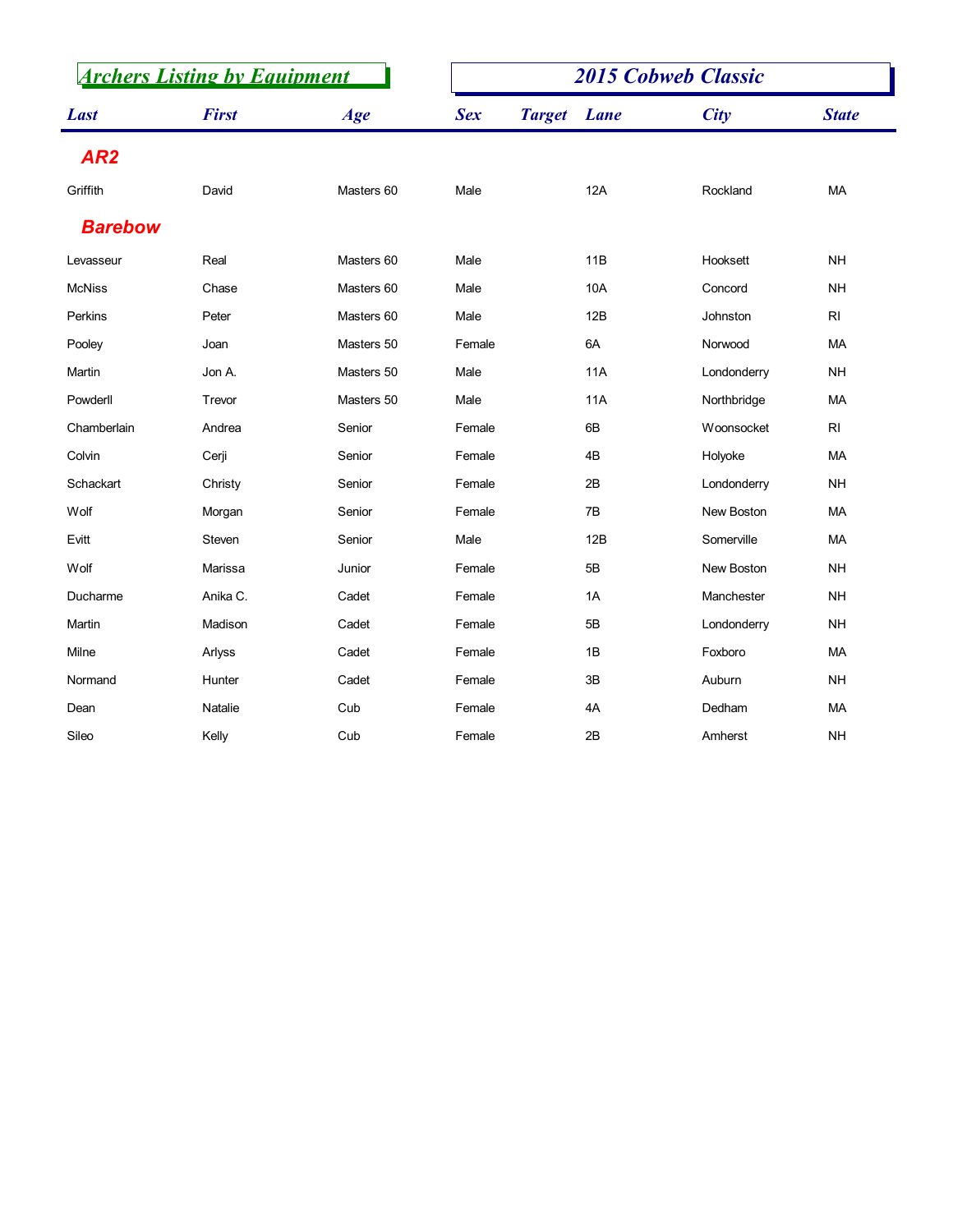# Archers Listing by Equipment

# 2015 Cobweb Classic

| Last | First | Age | Sex | Target | Lane | City | State |
|---|---|---|---|---|---|---|---|
| **AR2** | | | | | | | |
| Griffith | David | Masters 60 | Male | | 12A | Rockland | MA |
| **Barebow** | | | | | | | |
| Levasseur | Real | Masters 60 | Male | | 11B | Hooksett | NH |
| McNiss | Chase | Masters 60 | Male | | 10A | Concord | NH |
| Perkins | Peter | Masters 60 | Male | | 12B | Johnston | RI |
| Pooley | Joan | Masters 50 | Female | | 6A | Norwood | MA |
| Martin | Jon A. | Masters 50 | Male | | 11A | Londonderry | NH |
| Powderll | Trevor | Masters 50 | Male | | 11A | Northbridge | MA |
| Chamberlain | Andrea | Senior | Female | | 6B | Woonsocket | RI |
| Colvin | Cerji | Senior | Female | | 4B | Holyoke | MA |
| Schackart | Christy | Senior | Female | | 2B | Londonderry | NH |
| Wolf | Morgan | Senior | Female | | 7B | New Boston | MA |
| Evitt | Steven | Senior | Male | | 12B | Somerville | MA |
| Wolf | Marissa | Junior | Female | | 5B | New Boston | NH |
| Ducharme | Anika C. | Cadet | Female | | 1A | Manchester | NH |
| Martin | Madison | Cadet | Female | | 5B | Londonderry | NH |
| Milne | Arlyss | Cadet | Female | | 1B | Foxboro | MA |
| Normand | Hunter | Cadet | Female | | 3B | Auburn | NH |
| Dean | Natalie | Cub | Female | | 4A | Dedham | MA |
| Sileo | Kelly | Cub | Female | | 2B | Amherst | NH |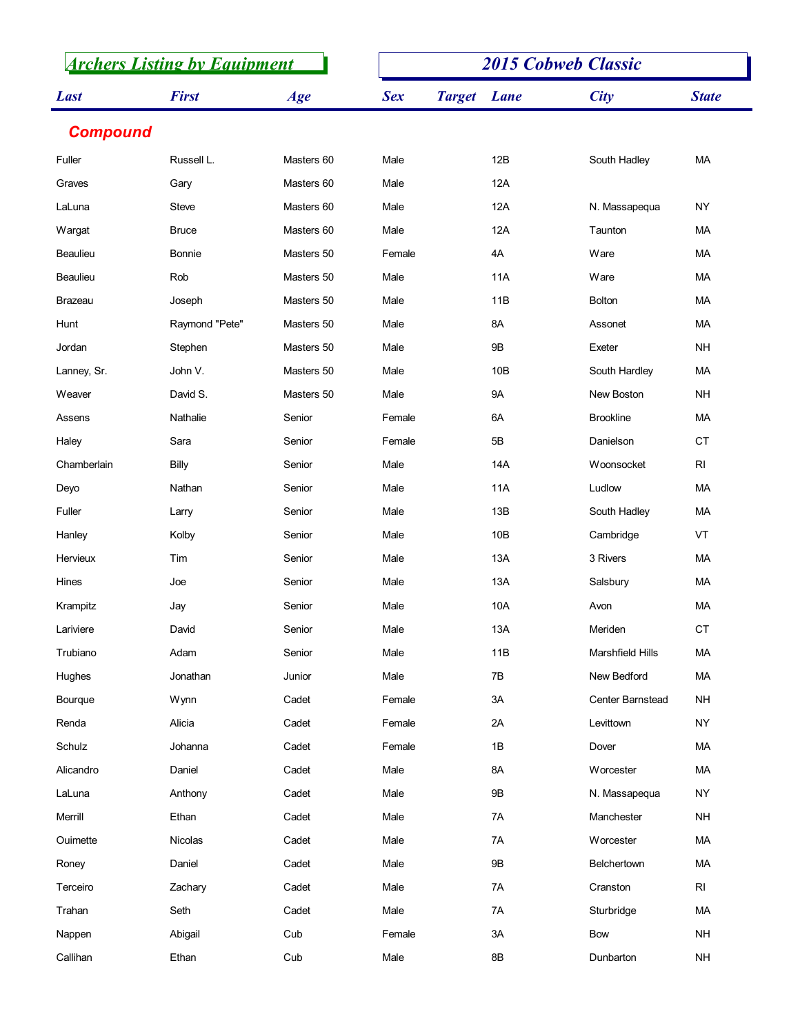## Archers Listing by Equipment

## 2015 Cobweb Classic

### Compound

| Last | First | Age | Sex | Target | Lane | City | State |
|---|---|---|---|---|---|---|---|
| Fuller | Russell L. | Masters 60 | Male | | 12B | South Hadley | MA |
| Graves | Gary | Masters 60 | Male | | 12A | | |
| LaLuna | Steve | Masters 60 | Male | | 12A | N. Massapequa | NY |
| Wargat | Bruce | Masters 60 | Male | | 12A | Taunton | MA |
| Beaulieu | Bonnie | Masters 50 | Female | | 4A | Ware | MA |
| Beaulieu | Rob | Masters 50 | Male | | 11A | Ware | MA |
| Brazeau | Joseph | Masters 50 | Male | | 11B | Bolton | MA |
| Hunt | Raymond "Pete" | Masters 50 | Male | | 8A | Assonet | MA |
| Jordan | Stephen | Masters 50 | Male | | 9B | Exeter | NH |
| Lanney, Sr. | John V. | Masters 50 | Male | | 10B | South Hardley | MA |
| Weaver | David S. | Masters 50 | Male | | 9A | New Boston | NH |
| Assens | Nathalie | Senior | Female | | 6A | Brookline | MA |
| Haley | Sara | Senior | Female | | 5B | Danielson | CT |
| Chamberlain | Billy | Senior | Male | | 14A | Woonsocket | RI |
| Deyo | Nathan | Senior | Male | | 11A | Ludlow | MA |
| Fuller | Larry | Senior | Male | | 13B | South Hadley | MA |
| Hanley | Kolby | Senior | Male | | 10B | Cambridge | VT |
| Hervieux | Tim | Senior | Male | | 13A | 3 Rivers | MA |
| Hines | Joe | Senior | Male | | 13A | Salsbury | MA |
| Krampitz | Jay | Senior | Male | | 10A | Avon | MA |
| Lariviere | David | Senior | Male | | 13A | Meriden | CT |
| Trubiano | Adam | Senior | Male | | 11B | Marshfield Hills | MA |
| Hughes | Jonathan | Junior | Male | | 7B | New Bedford | MA |
| Bourque | Wynn | Cadet | Female | | 3A | Center Barnstead | NH |
| Renda | Alicia | Cadet | Female | | 2A | Levittown | NY |
| Schulz | Johanna | Cadet | Female | | 1B | Dover | MA |
| Alicandro | Daniel | Cadet | Male | | 8A | Worcester | MA |
| LaLuna | Anthony | Cadet | Male | | 9B | N. Massapequa | NY |
| Merrill | Ethan | Cadet | Male | | 7A | Manchester | NH |
| Ouimette | Nicolas | Cadet | Male | | 7A | Worcester | MA |
| Roney | Daniel | Cadet | Male | | 9B | Belchertown | MA |
| Terceiro | Zachary | Cadet | Male | | 7A | Cranston | RI |
| Trahan | Seth | Cadet | Male | | 7A | Sturbridge | MA |
| Nappen | Abigail | Cub | Female | | 3A | Bow | NH |
| Callihan | Ethan | Cub | Male | | 8B | Dunbarton | NH |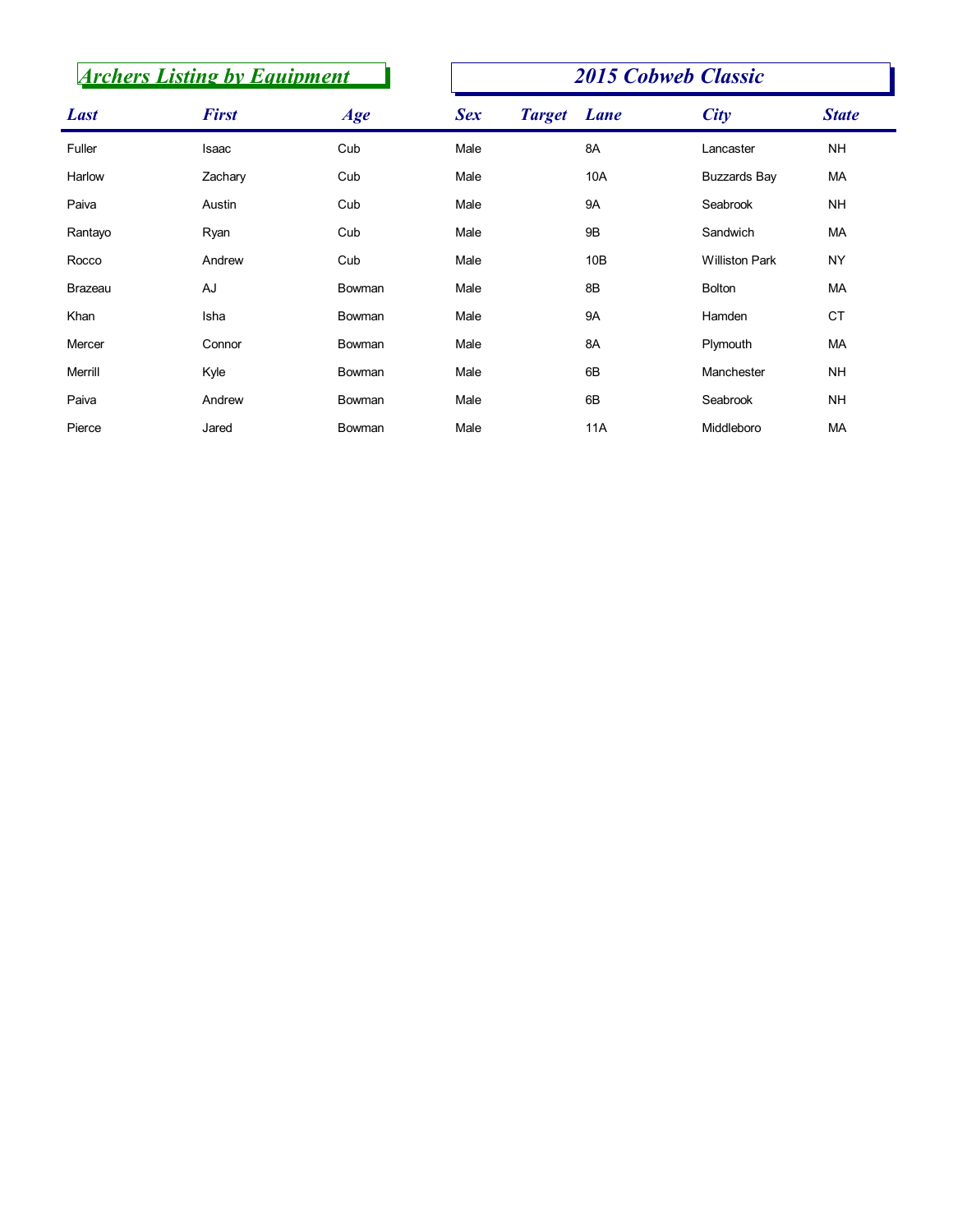## Archers Listing by Equipment

## 2015 Cobweb Classic

| Last | First | Age | Sex | Target | Lane | City | State |
|---|---|---|---|---|---|---|---|
| Fuller | Isaac | Cub | Male | | 8A | Lancaster | NH |
| Harlow | Zachary | Cub | Male | | 10A | Buzzards Bay | MA |
| Paiva | Austin | Cub | Male | | 9A | Seabrook | NH |
| Rantayo | Ryan | Cub | Male | | 9B | Sandwich | MA |
| Rocco | Andrew | Cub | Male | | 10B | Williston Park | NY |
| Brazeau | AJ | Bowman | Male | | 8B | Bolton | MA |
| Khan | Isha | Bowman | Male | | 9A | Hamden | CT |
| Mercer | Connor | Bowman | Male | | 8A | Plymouth | MA |
| Merrill | Kyle | Bowman | Male | | 6B | Manchester | NH |
| Paiva | Andrew | Bowman | Male | | 6B | Seabrook | NH |
| Pierce | Jared | Bowman | Male | | 11A | Middleboro | MA |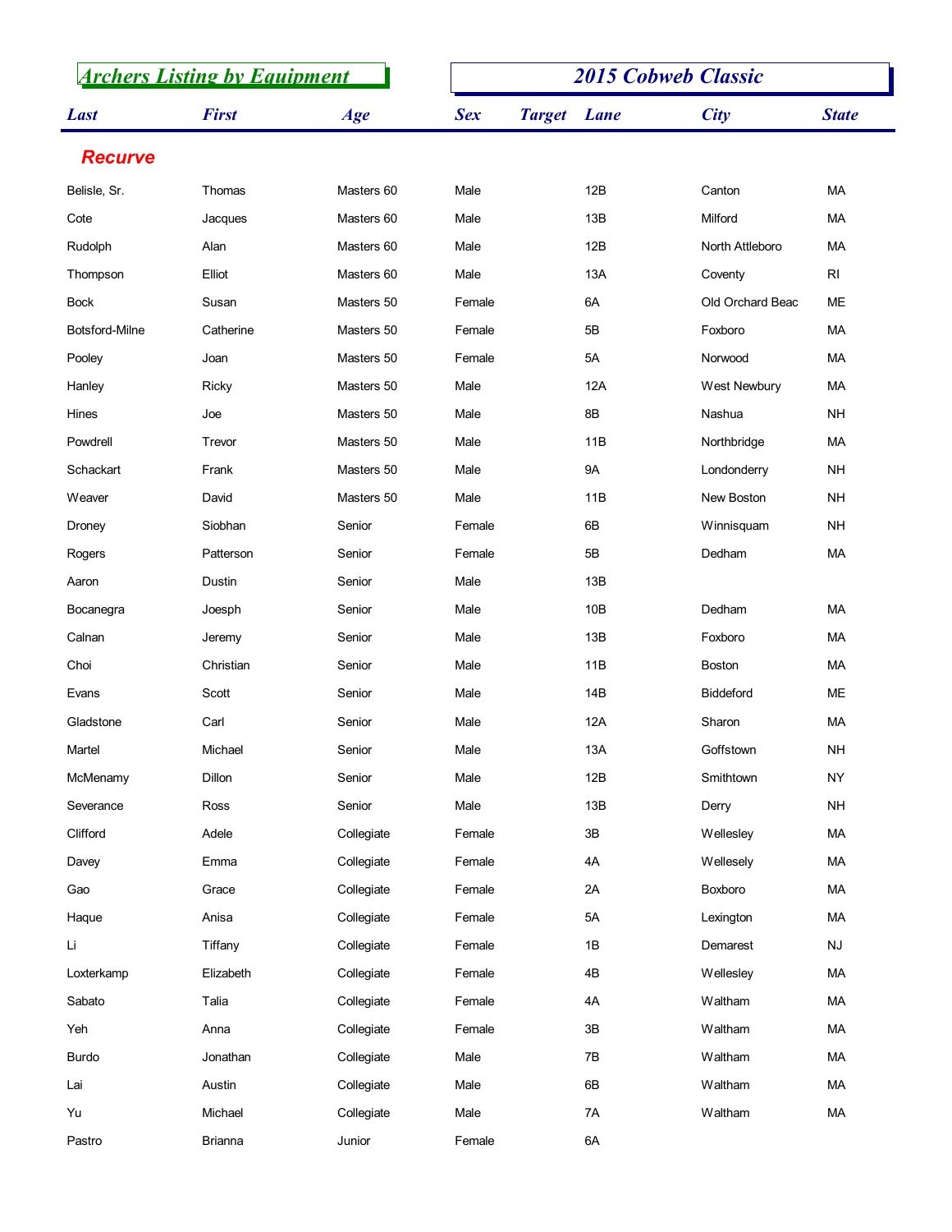## Archers Listing by Equipment

## 2015 Cobweb Classic

| Last | First | Age | Sex | Target | Lane | City | State |
|---|---|---|---|---|---|---|---|
| **Recurve** | | | | | | | |
| Belisle, Sr. | Thomas | Masters 60 | Male | | 12B | Canton | MA |
| Cote | Jacques | Masters 60 | Male | | 13B | Milford | MA |
| Rudolph | Alan | Masters 60 | Male | | 12B | North Attleboro | MA |
| Thompson | Elliot | Masters 60 | Male | | 13A | Coventy | RI |
| Bock | Susan | Masters 50 | Female | | 6A | Old Orchard Beac | ME |
| Botsford-Milne | Catherine | Masters 50 | Female | | 5B | Foxboro | MA |
| Pooley | Joan | Masters 50 | Female | | 5A | Norwood | MA |
| Hanley | Ricky | Masters 50 | Male | | 12A | West Newbury | MA |
| Hines | Joe | Masters 50 | Male | | 8B | Nashua | NH |
| Powdrell | Trevor | Masters 50 | Male | | 11B | Northbridge | MA |
| Schackart | Frank | Masters 50 | Male | | 9A | Londonderry | NH |
| Weaver | David | Masters 50 | Male | | 11B | New Boston | NH |
| Droney | Siobhan | Senior | Female | | 6B | Winnisquam | NH |
| Rogers | Patterson | Senior | Female | | 5B | Dedham | MA |
| Aaron | Dustin | Senior | Male | | 13B | | |
| Bocanegra | Joesph | Senior | Male | | 10B | Dedham | MA |
| Calnan | Jeremy | Senior | Male | | 13B | Foxboro | MA |
| Choi | Christian | Senior | Male | | 11B | Boston | MA |
| Evans | Scott | Senior | Male | | 14B | Biddeford | ME |
| Gladstone | Carl | Senior | Male | | 12A | Sharon | MA |
| Martel | Michael | Senior | Male | | 13A | Goffstown | NH |
| McMenamy | Dillon | Senior | Male | | 12B | Smithtown | NY |
| Severance | Ross | Senior | Male | | 13B | Derry | NH |
| Clifford | Adele | Collegiate | Female | | 3B | Wellesley | MA |
| Davey | Emma | Collegiate | Female | | 4A | Wellesely | MA |
| Gao | Grace | Collegiate | Female | | 2A | Boxboro | MA |
| Haque | Anisa | Collegiate | Female | | 5A | Lexington | MA |
| Li | Tiffany | Collegiate | Female | | 1B | Demarest | NJ |
| Loxterkamp | Elizabeth | Collegiate | Female | | 4B | Wellesley | MA |
| Sabato | Talia | Collegiate | Female | | 4A | Waltham | MA |
| Yeh | Anna | Collegiate | Female | | 3B | Waltham | MA |
| Burdo | Jonathan | Collegiate | Male | | 7B | Waltham | MA |
| Lai | Austin | Collegiate | Male | | 6B | Waltham | MA |
| Yu | Michael | Collegiate | Male | | 7A | Waltham | MA |
| Pastro | Brianna | Junior | Female | | 6A | | |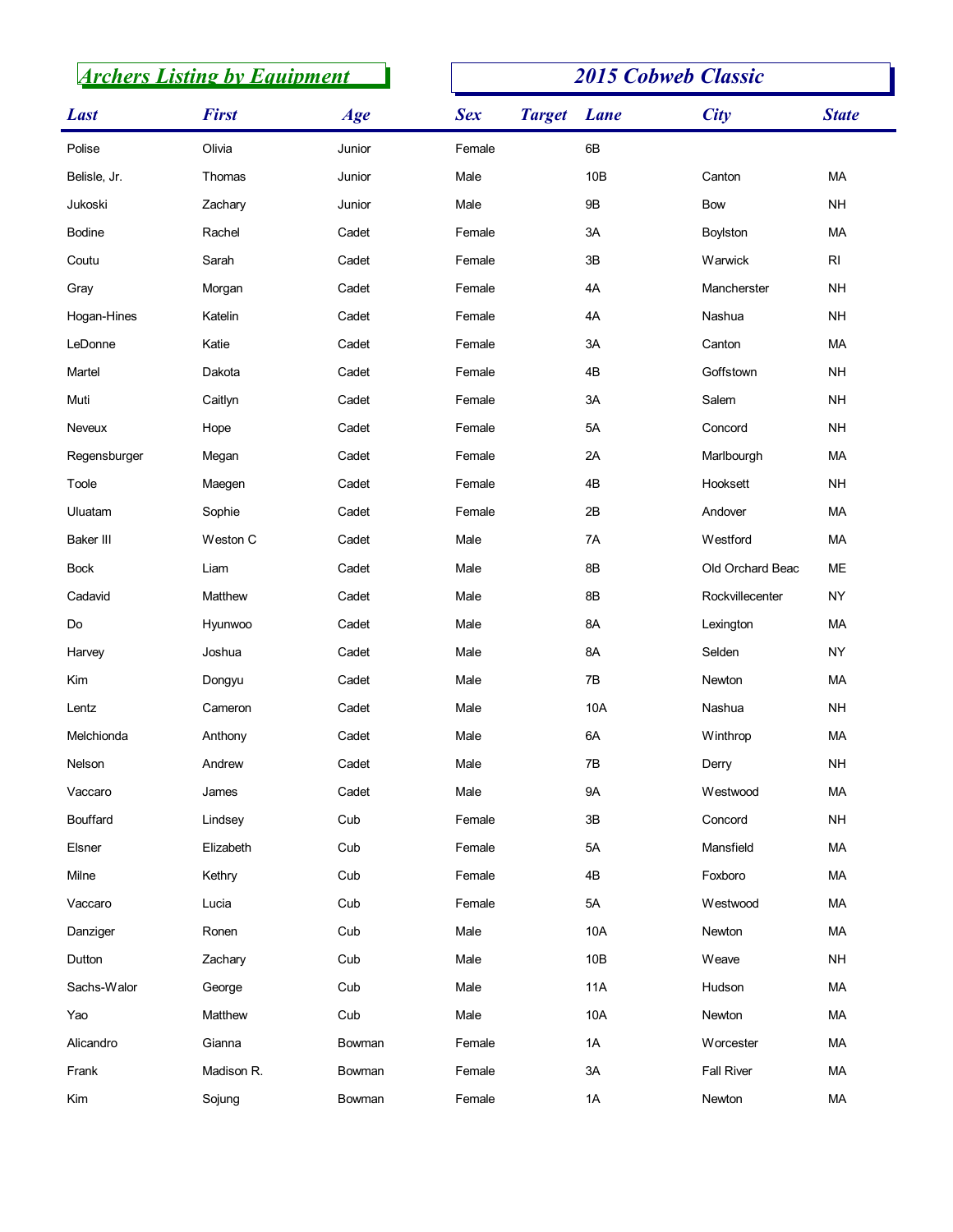## Archers Listing by Equipment

## 2015 Cobweb Classic

| Last | First | Age | Sex | Target | Lane | City | State |
|---|---|---|---|---|---|---|---|
| Polise | Olivia | Junior | Female | | 6B | | |
| Belisle, Jr. | Thomas | Junior | Male | | 10B | Canton | MA |
| Jukoski | Zachary | Junior | Male | | 9B | Bow | NH |
| Bodine | Rachel | Cadet | Female | | 3A | Boylston | MA |
| Coutu | Sarah | Cadet | Female | | 3B | Warwick | RI |
| Gray | Morgan | Cadet | Female | | 4A | Mancherster | NH |
| Hogan-Hines | Katelin | Cadet | Female | | 4A | Nashua | NH |
| LeDonne | Katie | Cadet | Female | | 3A | Canton | MA |
| Martel | Dakota | Cadet | Female | | 4B | Goffstown | NH |
| Muti | Caitlyn | Cadet | Female | | 3A | Salem | NH |
| Neveux | Hope | Cadet | Female | | 5A | Concord | NH |
| Regensburger | Megan | Cadet | Female | | 2A | Marlbourgh | MA |
| Toole | Maegen | Cadet | Female | | 4B | Hooksett | NH |
| Uluatam | Sophie | Cadet | Female | | 2B | Andover | MA |
| Baker III | Weston C | Cadet | Male | | 7A | Westford | MA |
| Bock | Liam | Cadet | Male | | 8B | Old Orchard Beac | ME |
| Cadavid | Matthew | Cadet | Male | | 8B | Rockvillecenter | NY |
| Do | Hyunwoo | Cadet | Male | | 8A | Lexington | MA |
| Harvey | Joshua | Cadet | Male | | 8A | Selden | NY |
| Kim | Dongyu | Cadet | Male | | 7B | Newton | MA |
| Lentz | Cameron | Cadet | Male | | 10A | Nashua | NH |
| Melchionda | Anthony | Cadet | Male | | 6A | Winthrop | MA |
| Nelson | Andrew | Cadet | Male | | 7B | Derry | NH |
| Vaccaro | James | Cadet | Male | | 9A | Westwood | MA |
| Bouffard | Lindsey | Cub | Female | | 3B | Concord | NH |
| Elsner | Elizabeth | Cub | Female | | 5A | Mansfield | MA |
| Milne | Kethry | Cub | Female | | 4B | Foxboro | MA |
| Vaccaro | Lucia | Cub | Female | | 5A | Westwood | MA |
| Danziger | Ronen | Cub | Male | | 10A | Newton | MA |
| Dutton | Zachary | Cub | Male | | 10B | Weave | NH |
| Sachs-Walor | George | Cub | Male | | 11A | Hudson | MA |
| Yao | Matthew | Cub | Male | | 10A | Newton | MA |
| Alicandro | Gianna | Bowman | Female | | 1A | Worcester | MA |
| Frank | Madison R. | Bowman | Female | | 3A | Fall River | MA |
| Kim | Sojung | Bowman | Female | | 1A | Newton | MA |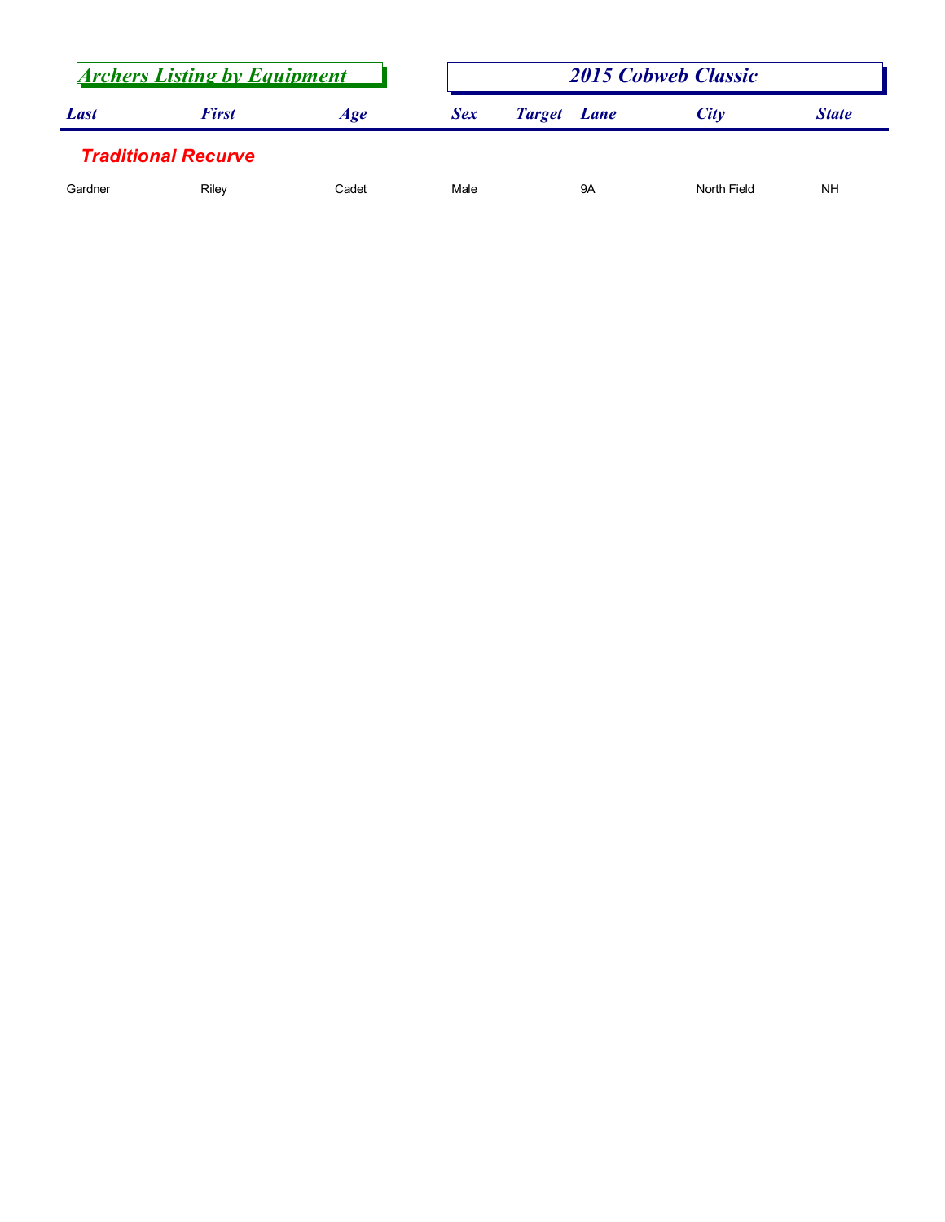## *Archers Listing by Equipment*

## *2015 Cobweb Classic*

| Last | First | Age | Sex | Target | Lane | City | State |
|---|---|---|---|---|---|---|---|
| **Traditional Recurve** | | | | | | | |
| Gardner | Riley | Cadet | Male | | 9A | North Field | NH |